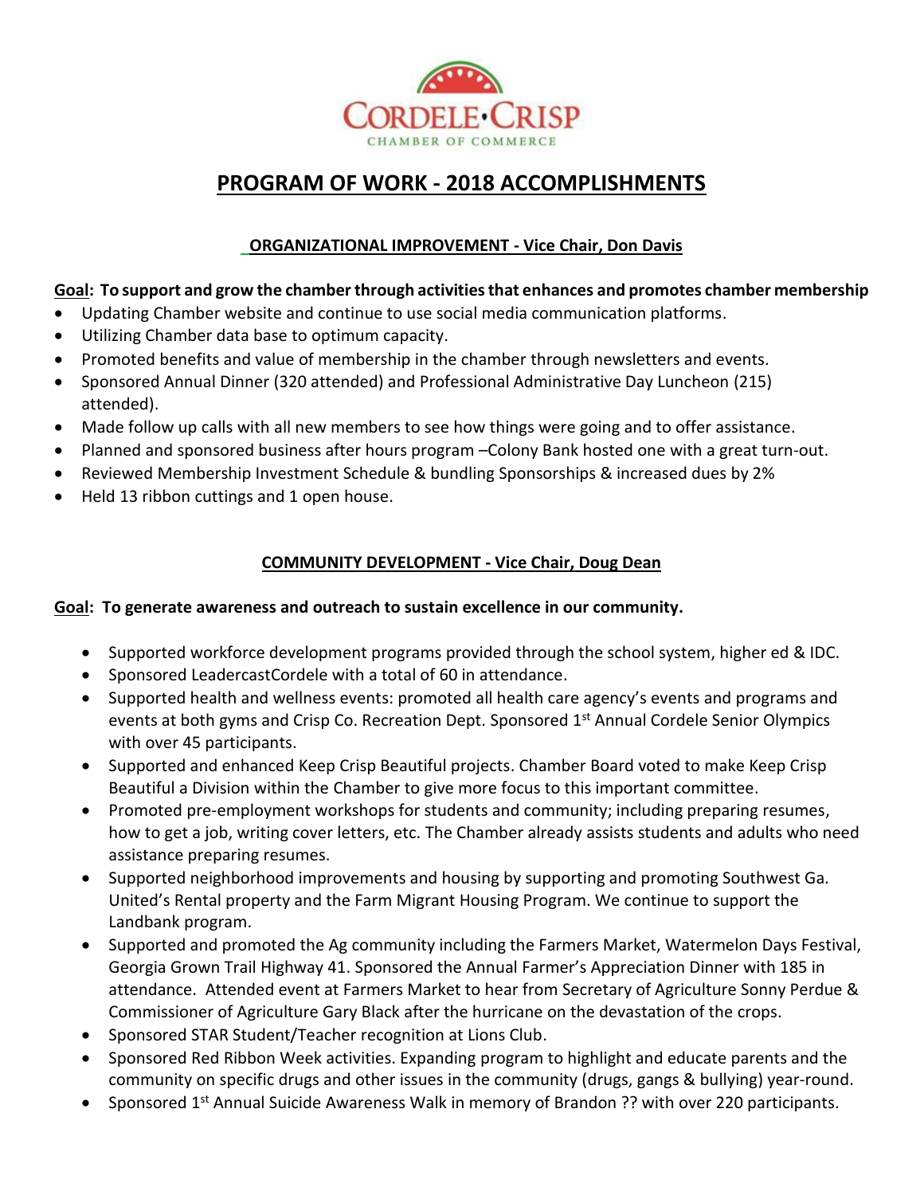CORDELE•CRISP
CHAMBER OF COMMERCE

# PROGRAM OF WORK - 2018 ACCOMPLISHMENTS

## ORGANIZATIONAL IMPROVEMENT - Vice Chair, Don Davis

**Goal: To support and grow the chamber through activities that enhances and promotes chamber membership**

- Updating Chamber website and continue to use social media communication platforms.
- Utilizing Chamber data base to optimum capacity.
- Promoted benefits and value of membership in the chamber through newsletters and events.
- Sponsored Annual Dinner (320 attended) and Professional Administrative Day Luncheon (215) attended).
- Made follow up calls with all new members to see how things were going and to offer assistance.
- Planned and sponsored business after hours program –Colony Bank hosted one with a great turn-out.
- Reviewed Membership Investment Schedule & bundling Sponsorships & increased dues by 2%
- Held 13 ribbon cuttings and 1 open house.

## COMMUNITY DEVELOPMENT - Vice Chair, Doug Dean

**Goal: To generate awareness and outreach to sustain excellence in our community.**

- Supported workforce development programs provided through the school system, higher ed & IDC.
- Sponsored LeadercastCordele with a total of 60 in attendance.
- Supported health and wellness events: promoted all health care agency's events and programs and events at both gyms and Crisp Co. Recreation Dept. Sponsored 1st Annual Cordele Senior Olympics with over 45 participants.
- Supported and enhanced Keep Crisp Beautiful projects. Chamber Board voted to make Keep Crisp Beautiful a Division within the Chamber to give more focus to this important committee.
- Promoted pre-employment workshops for students and community; including preparing resumes, how to get a job, writing cover letters, etc. The Chamber already assists students and adults who need assistance preparing resumes.
- Supported neighborhood improvements and housing by supporting and promoting Southwest Ga. United's Rental property and the Farm Migrant Housing Program. We continue to support the Landbank program.
- Supported and promoted the Ag community including the Farmers Market, Watermelon Days Festival, Georgia Grown Trail Highway 41. Sponsored the Annual Farmer's Appreciation Dinner with 185 in attendance. Attended event at Farmers Market to hear from Secretary of Agriculture Sonny Perdue & Commissioner of Agriculture Gary Black after the hurricane on the devastation of the crops.
- Sponsored STAR Student/Teacher recognition at Lions Club.
- Sponsored Red Ribbon Week activities. Expanding program to highlight and educate parents and the community on specific drugs and other issues in the community (drugs, gangs & bullying) year-round.
- Sponsored 1st Annual Suicide Awareness Walk in memory of Brandon ?? with over 220 participants.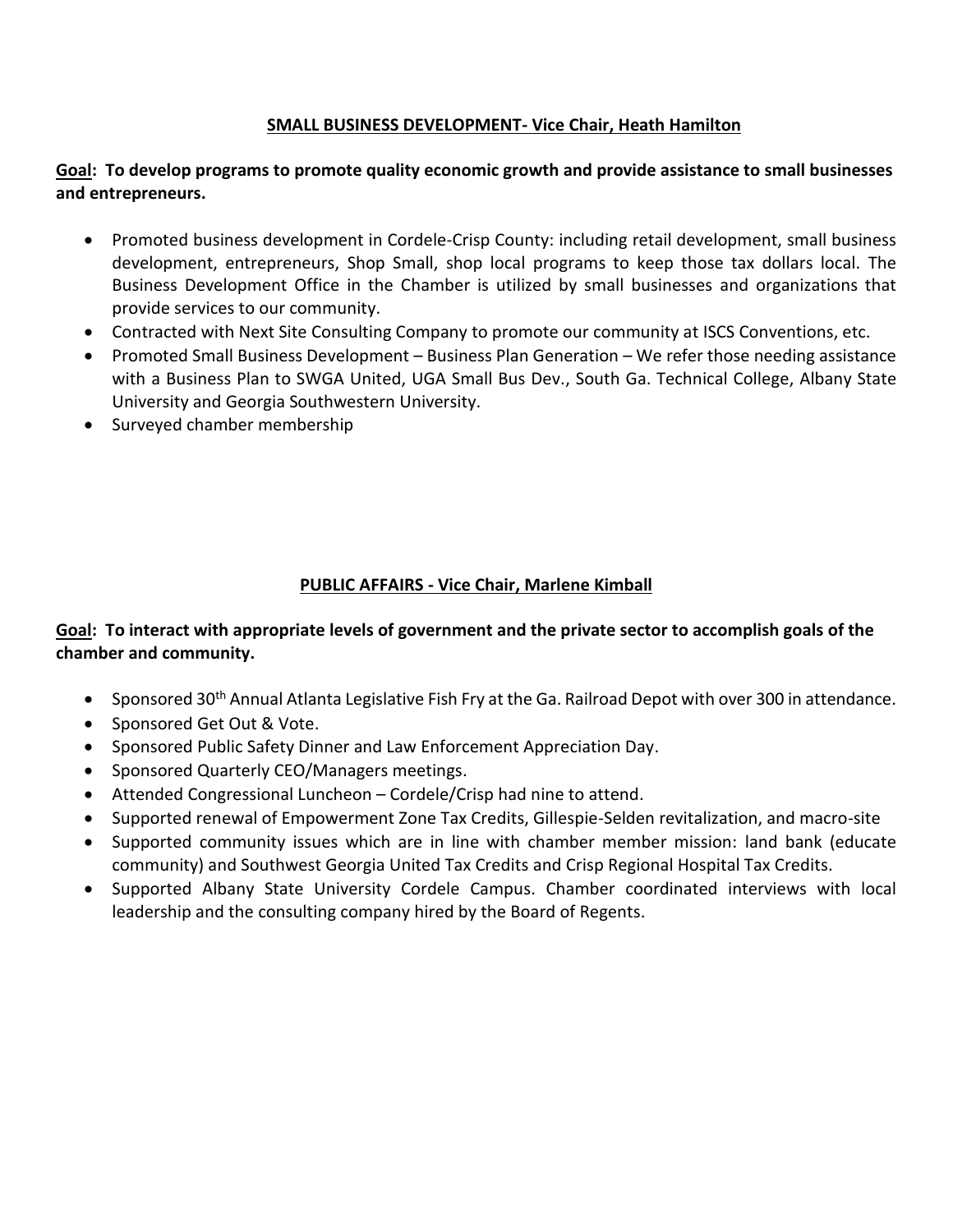## SMALL BUSINESS DEVELOPMENT- Vice Chair, Heath Hamilton

**Goal: To develop programs to promote quality economic growth and provide assistance to small businesses and entrepreneurs.**

- Promoted business development in Cordele-Crisp County: including retail development, small business development, entrepreneurs, Shop Small, shop local programs to keep those tax dollars local. The Business Development Office in the Chamber is utilized by small businesses and organizations that provide services to our community.
- Contracted with Next Site Consulting Company to promote our community at ISCS Conventions, etc.
- Promoted Small Business Development – Business Plan Generation – We refer those needing assistance with a Business Plan to SWGA United, UGA Small Bus Dev., South Ga. Technical College, Albany State University and Georgia Southwestern University.
- Surveyed chamber membership

## PUBLIC AFFAIRS - Vice Chair, Marlene Kimball

**Goal: To interact with appropriate levels of government and the private sector to accomplish goals of the chamber and community.**

- Sponsored 30th Annual Atlanta Legislative Fish Fry at the Ga. Railroad Depot with over 300 in attendance.
- Sponsored Get Out & Vote.
- Sponsored Public Safety Dinner and Law Enforcement Appreciation Day.
- Sponsored Quarterly CEO/Managers meetings.
- Attended Congressional Luncheon – Cordele/Crisp had nine to attend.
- Supported renewal of Empowerment Zone Tax Credits, Gillespie-Selden revitalization, and macro-site
- Supported community issues which are in line with chamber member mission: land bank (educate community) and Southwest Georgia United Tax Credits and Crisp Regional Hospital Tax Credits.
- Supported Albany State University Cordele Campus. Chamber coordinated interviews with local leadership and the consulting company hired by the Board of Regents.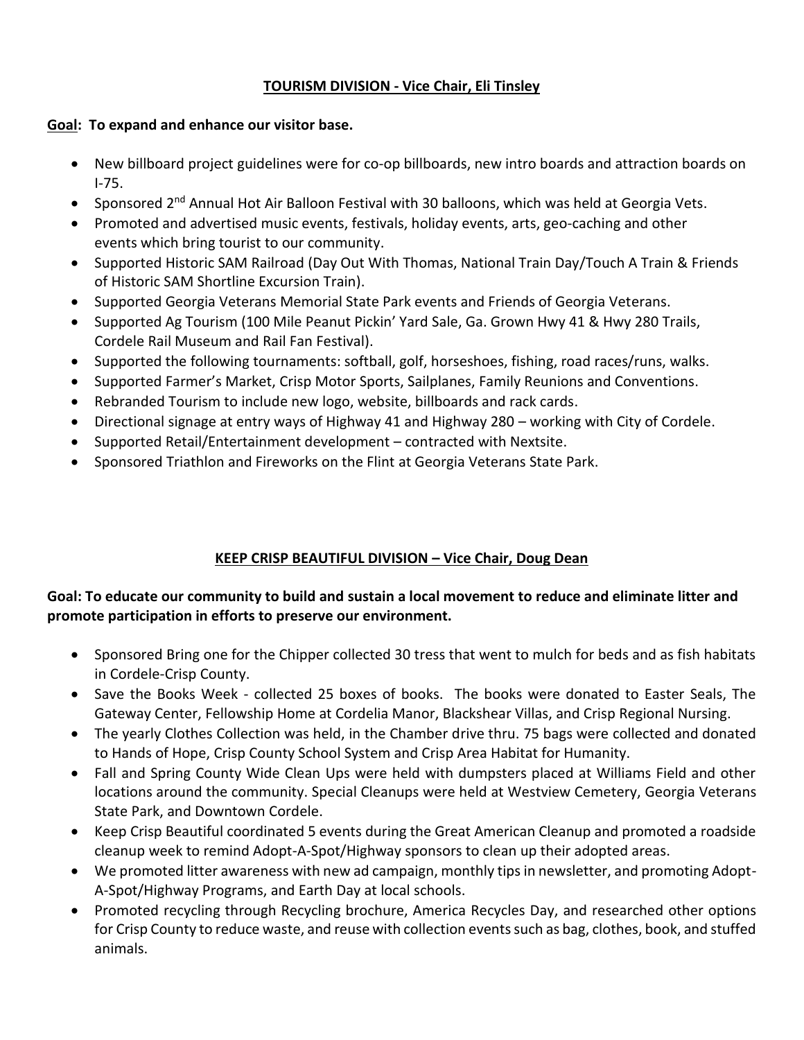## TOURISM DIVISION - Vice Chair, Eli Tinsley

**Goal: To expand and enhance our visitor base.**

- New billboard project guidelines were for co-op billboards, new intro boards and attraction boards on I-75.
- Sponsored 2nd Annual Hot Air Balloon Festival with 30 balloons, which was held at Georgia Vets.
- Promoted and advertised music events, festivals, holiday events, arts, geo-caching and other events which bring tourist to our community.
- Supported Historic SAM Railroad (Day Out With Thomas, National Train Day/Touch A Train & Friends of Historic SAM Shortline Excursion Train).
- Supported Georgia Veterans Memorial State Park events and Friends of Georgia Veterans.
- Supported Ag Tourism (100 Mile Peanut Pickin' Yard Sale, Ga. Grown Hwy 41 & Hwy 280 Trails, Cordele Rail Museum and Rail Fan Festival).
- Supported the following tournaments: softball, golf, horseshoes, fishing, road races/runs, walks.
- Supported Farmer's Market, Crisp Motor Sports, Sailplanes, Family Reunions and Conventions.
- Rebranded Tourism to include new logo, website, billboards and rack cards.
- Directional signage at entry ways of Highway 41 and Highway 280 – working with City of Cordele.
- Supported Retail/Entertainment development – contracted with Nextsite.
- Sponsored Triathlon and Fireworks on the Flint at Georgia Veterans State Park.

## KEEP CRISP BEAUTIFUL DIVISION – Vice Chair, Doug Dean

**Goal: To educate our community to build and sustain a local movement to reduce and eliminate litter and promote participation in efforts to preserve our environment.**

- Sponsored Bring one for the Chipper collected 30 tress that went to mulch for beds and as fish habitats in Cordele-Crisp County.
- Save the Books Week - collected 25 boxes of books. The books were donated to Easter Seals, The Gateway Center, Fellowship Home at Cordelia Manor, Blackshear Villas, and Crisp Regional Nursing.
- The yearly Clothes Collection was held, in the Chamber drive thru. 75 bags were collected and donated to Hands of Hope, Crisp County School System and Crisp Area Habitat for Humanity.
- Fall and Spring County Wide Clean Ups were held with dumpsters placed at Williams Field and other locations around the community. Special Cleanups were held at Westview Cemetery, Georgia Veterans State Park, and Downtown Cordele.
- Keep Crisp Beautiful coordinated 5 events during the Great American Cleanup and promoted a roadside cleanup week to remind Adopt-A-Spot/Highway sponsors to clean up their adopted areas.
- We promoted litter awareness with new ad campaign, monthly tips in newsletter, and promoting Adopt-A-Spot/Highway Programs, and Earth Day at local schools.
- Promoted recycling through Recycling brochure, America Recycles Day, and researched other options for Crisp County to reduce waste, and reuse with collection events such as bag, clothes, book, and stuffed animals.